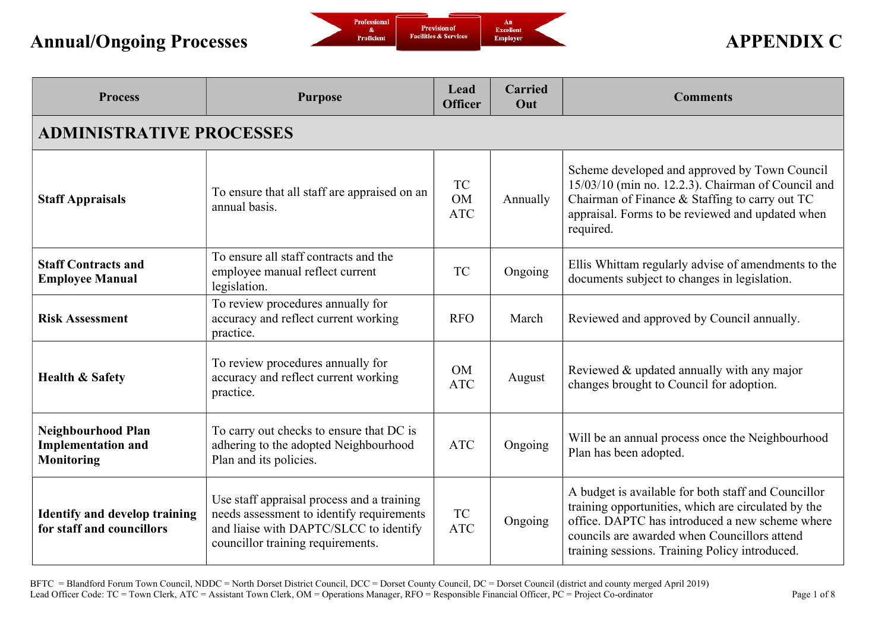# Annual/Ongoing Processes

Professional & Proficient | Provision of Facilities & Services | An Excellent Employer

# APPENDIX C

| Process | Purpose | Lead Officer | Carried Out | Comments |
|---|---|---|---|---|
| **ADMINISTRATIVE PROCESSES** | | | | |
| **Staff Appraisals** | To ensure that all staff are appraised on an annual basis. | TC OM ATC | Annually | Scheme developed and approved by Town Council 15/03/10 (min no. 12.2.3). Chairman of Council and Chairman of Finance & Staffing to carry out TC appraisal. Forms to be reviewed and updated when required. |
| **Staff Contracts and Employee Manual** | To ensure all staff contracts and the employee manual reflect current legislation. | TC | Ongoing | Ellis Whittam regularly advise of amendments to the documents subject to changes in legislation. |
| **Risk Assessment** | To review procedures annually for accuracy and reflect current working practice. | RFO | March | Reviewed and approved by Council annually. |
| **Health & Safety** | To review procedures annually for accuracy and reflect current working practice. | OM ATC | August | Reviewed & updated annually with any major changes brought to Council for adoption. |
| **Neighbourhood Plan Implementation and Monitoring** | To carry out checks to ensure that DC is adhering to the adopted Neighbourhood Plan and its policies. | ATC | Ongoing | Will be an annual process once the Neighbourhood Plan has been adopted. |
| **Identify and develop training for staff and councillors** | Use staff appraisal process and a training needs assessment to identify requirements and liaise with DAPTC/SLCC to identify councillor training requirements. | TC ATC | Ongoing | A budget is available for both staff and Councillor training opportunities, which are circulated by the office. DAPTC has introduced a new scheme where councils are awarded when Councillors attend training sessions. Training Policy introduced. |

BFTC = Blandford Forum Town Council, NDDC = North Dorset District Council, DCC = Dorset County Council, DC = Dorset Council (district and county merged April 2019)
Lead Officer Code: TC = Town Clerk, ATC = Assistant Town Clerk, OM = Operations Manager, RFO = Responsible Financial Officer, PC = Project Co-ordinator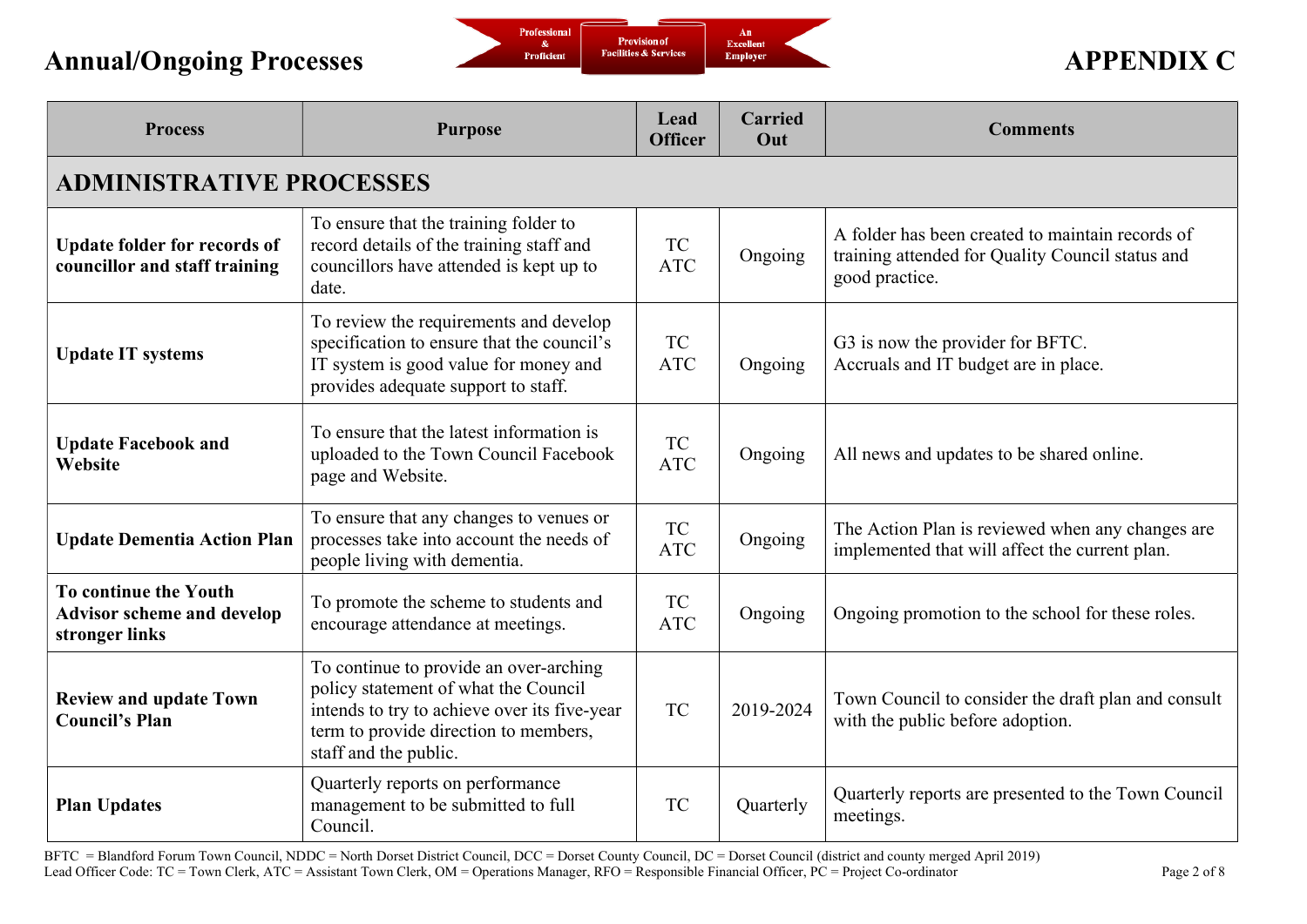# Annual/Ongoing Processes

# APPENDIX C

| Process | Purpose | Lead Officer | Carried Out | Comments |
|---|---|---|---|---|
| **ADMINISTRATIVE PROCESSES** | | | | |
| **Update folder for records of councillor and staff training** | To ensure that the training folder to record details of the training staff and councillors have attended is kept up to date. | TC ATC | Ongoing | A folder has been created to maintain records of training attended for Quality Council status and good practice. |
| **Update IT systems** | To review the requirements and develop specification to ensure that the council's IT system is good value for money and provides adequate support to staff. | TC ATC | Ongoing | G3 is now the provider for BFTC. Accruals and IT budget are in place. |
| **Update Facebook and Website** | To ensure that the latest information is uploaded to the Town Council Facebook page and Website. | TC ATC | Ongoing | All news and updates to be shared online. |
| **Update Dementia Action Plan** | To ensure that any changes to venues or processes take into account the needs of people living with dementia. | TC ATC | Ongoing | The Action Plan is reviewed when any changes are implemented that will affect the current plan. |
| **To continue the Youth Advisor scheme and develop stronger links** | To promote the scheme to students and encourage attendance at meetings. | TC ATC | Ongoing | Ongoing promotion to the school for these roles. |
| **Review and update Town Council's Plan** | To continue to provide an over-arching policy statement of what the Council intends to try to achieve over its five-year term to provide direction to members, staff and the public. | TC | 2019-2024 | Town Council to consider the draft plan and consult with the public before adoption. |
| **Plan Updates** | Quarterly reports on performance management to be submitted to full Council. | TC | Quarterly | Quarterly reports are presented to the Town Council meetings. |

BFTC = Blandford Forum Town Council, NDDC = North Dorset District Council, DCC = Dorset County Council, DC = Dorset Council (district and county merged April 2019)
Lead Officer Code: TC = Town Clerk, ATC = Assistant Town Clerk, OM = Operations Manager, RFO = Responsible Financial Officer, PC = Project Co-ordinator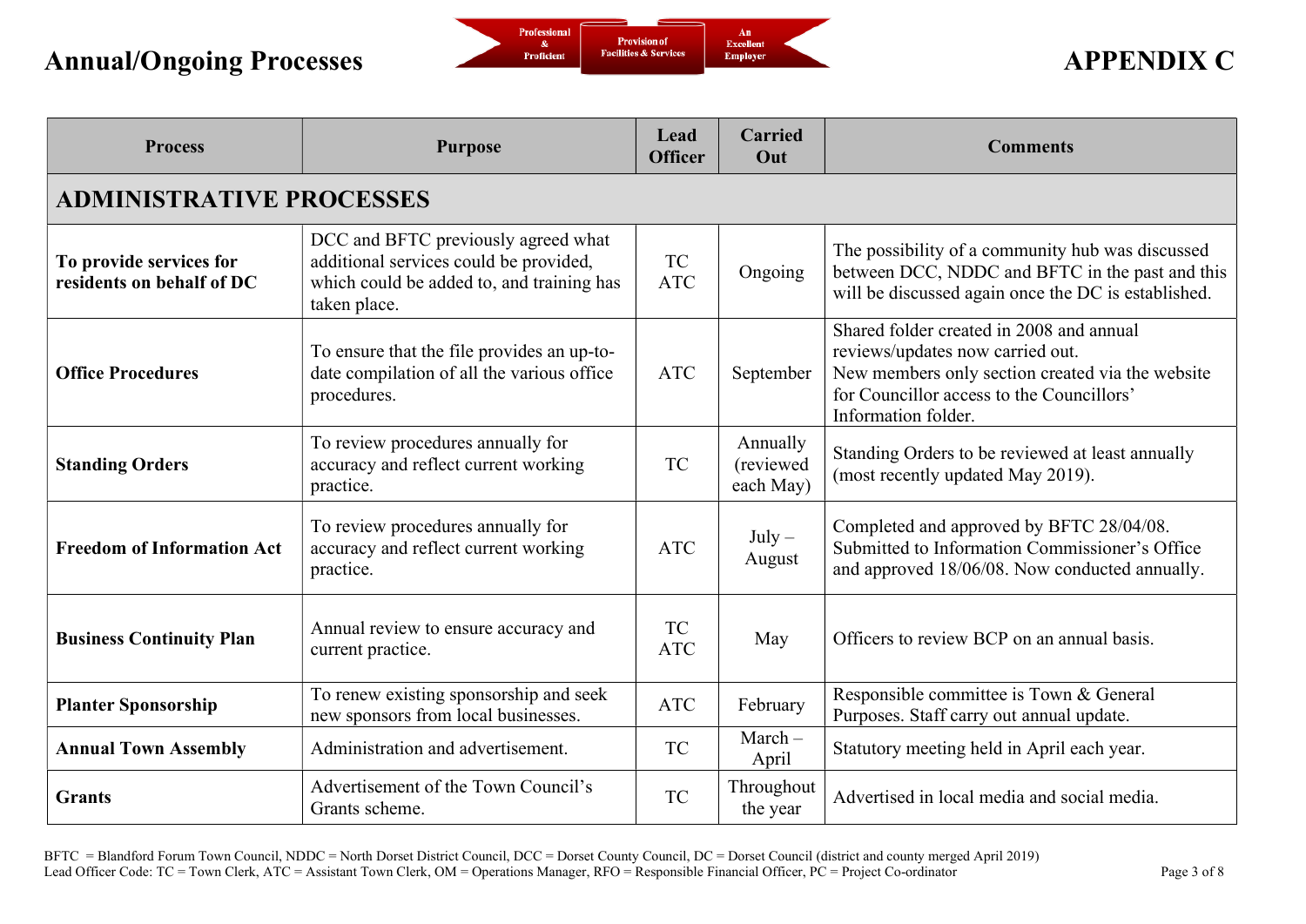# Annual/Ongoing Processes

Professional & Proficient | Provision of Facilities & Services | An Excellent Employer

# APPENDIX C

| Process | Purpose | Lead Officer | Carried Out | Comments |
|---|---|---|---|---|
| **ADMINISTRATIVE PROCESSES** | | | | |
| **To provide services for residents on behalf of DC** | DCC and BFTC previously agreed what additional services could be provided, which could be added to, and training has taken place. | TC ATC | Ongoing | The possibility of a community hub was discussed between DCC, NDDC and BFTC in the past and this will be discussed again once the DC is established. |
| **Office Procedures** | To ensure that the file provides an up-to-date compilation of all the various office procedures. | ATC | September | Shared folder created in 2008 and annual reviews/updates now carried out. New members only section created via the website for Councillor access to the Councillors' Information folder. |
| **Standing Orders** | To review procedures annually for accuracy and reflect current working practice. | TC | Annually (reviewed each May) | Standing Orders to be reviewed at least annually (most recently updated May 2019). |
| **Freedom of Information Act** | To review procedures annually for accuracy and reflect current working practice. | ATC | July – August | Completed and approved by BFTC 28/04/08. Submitted to Information Commissioner's Office and approved 18/06/08. Now conducted annually. |
| **Business Continuity Plan** | Annual review to ensure accuracy and current practice. | TC ATC | May | Officers to review BCP on an annual basis. |
| **Planter Sponsorship** | To renew existing sponsorship and seek new sponsors from local businesses. | ATC | February | Responsible committee is Town & General Purposes. Staff carry out annual update. |
| **Annual Town Assembly** | Administration and advertisement. | TC | March – April | Statutory meeting held in April each year. |
| **Grants** | Advertisement of the Town Council's Grants scheme. | TC | Throughout the year | Advertised in local media and social media. |

BFTC = Blandford Forum Town Council, NDDC = North Dorset District Council, DCC = Dorset County Council, DC = Dorset Council (district and county merged April 2019)
Lead Officer Code: TC = Town Clerk, ATC = Assistant Town Clerk, OM = Operations Manager, RFO = Responsible Financial Officer, PC = Project Co-ordinator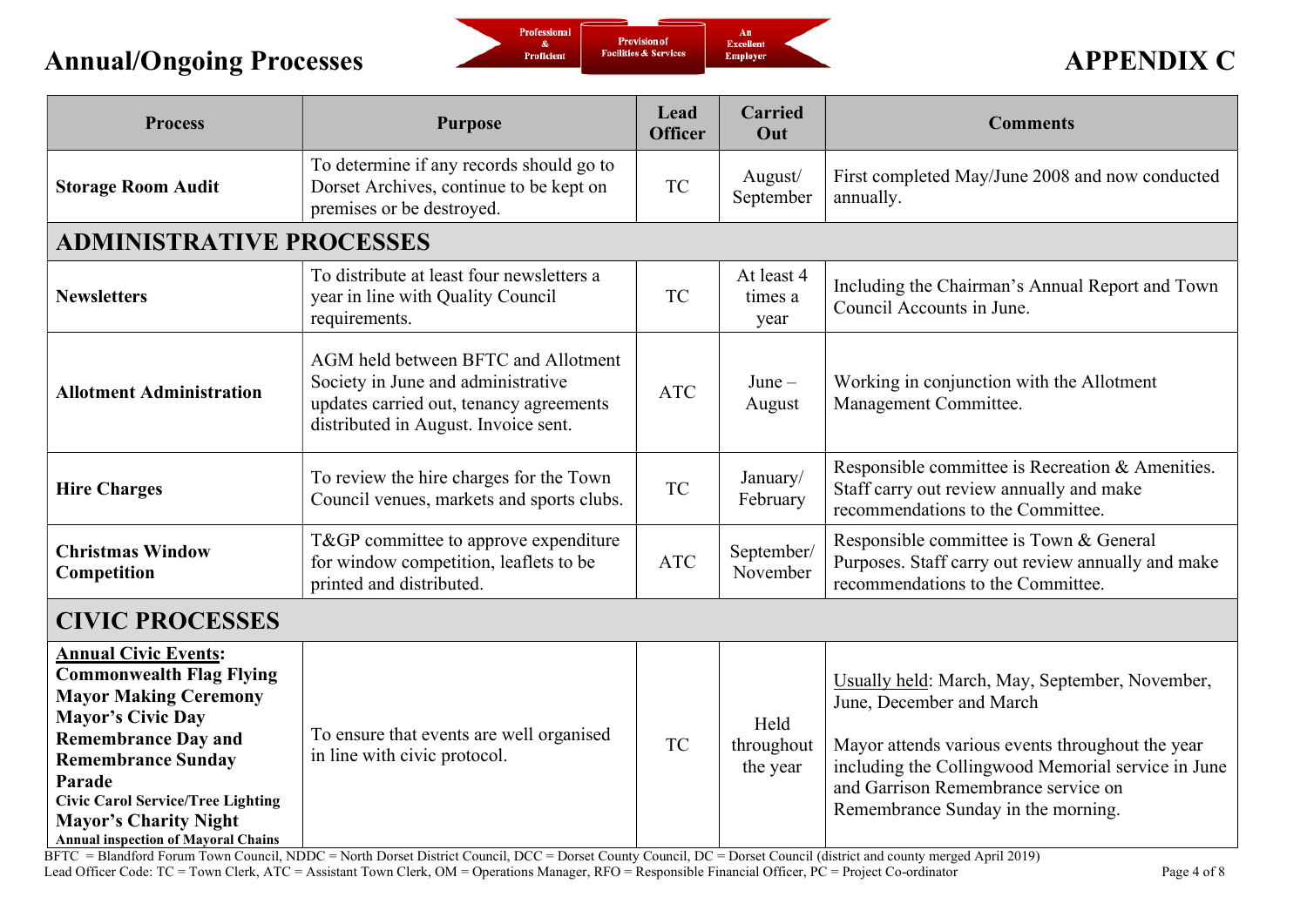# Annual/Ongoing Processes

Professional & Proficient | Provision of Facilities & Services | An Excellent Employer

# APPENDIX C

| Process | Purpose | Lead Officer | Carried Out | Comments |
|---|---|---|---|---|
| **Storage Room Audit** | To determine if any records should go to Dorset Archives, continue to be kept on premises or be destroyed. | TC | August/ September | First completed May/June 2008 and now conducted annually. |
| **ADMINISTRATIVE PROCESSES** | | | | |
| **Newsletters** | To distribute at least four newsletters a year in line with Quality Council requirements. | TC | At least 4 times a year | Including the Chairman's Annual Report and Town Council Accounts in June. |
| **Allotment Administration** | AGM held between BFTC and Allotment Society in June and administrative updates carried out, tenancy agreements distributed in August. Invoice sent. | ATC | June – August | Working in conjunction with the Allotment Management Committee. |
| **Hire Charges** | To review the hire charges for the Town Council venues, markets and sports clubs. | TC | January/ February | Responsible committee is Recreation & Amenities. Staff carry out review annually and make recommendations to the Committee. |
| **Christmas Window Competition** | T&GP committee to approve expenditure for window competition, leaflets to be printed and distributed. | ATC | September/ November | Responsible committee is Town & General Purposes. Staff carry out review annually and make recommendations to the Committee. |
| **CIVIC PROCESSES** | | | | |
| **<u>Annual Civic Events</u>:** **Commonwealth Flag Flying** **Mayor Making Ceremony** **Mayor's Civic Day** **Remembrance Day and Remembrance Sunday Parade** **Civic Carol Service/Tree Lighting** **Mayor's Charity Night** **Annual inspection of Mayoral Chains** | To ensure that events are well organised in line with civic protocol. | TC | Held throughout the year | <u>Usually held</u>: March, May, September, November, June, December and March<br><br>Mayor attends various events throughout the year including the Collingwood Memorial service in June and Garrison Remembrance service on Remembrance Sunday in the morning. |

BFTC = Blandford Forum Town Council, NDDC = North Dorset District Council, DCC = Dorset County Council, DC = Dorset Council (district and county merged April 2019)
Lead Officer Code: TC = Town Clerk, ATC = Assistant Town Clerk, OM = Operations Manager, RFO = Responsible Financial Officer, PC = Project Co-ordinator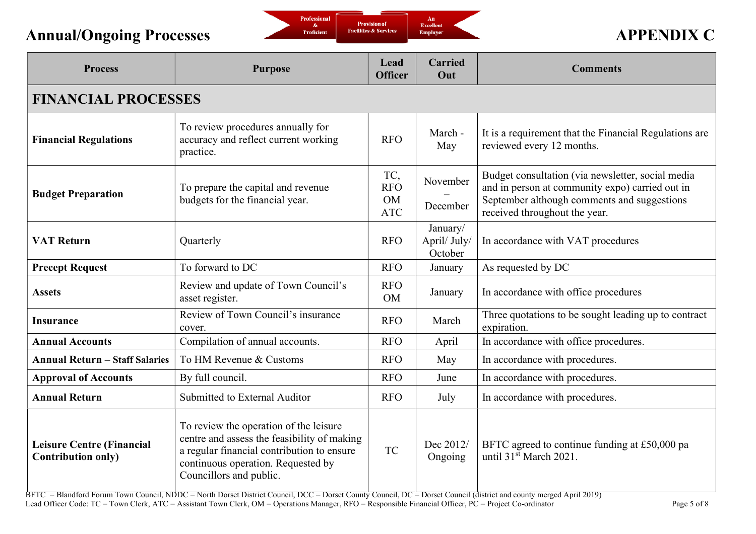# Annual/Ongoing Processes

Professional & Proficient | Provision of Facilities & Services | An Excellent Employer

# APPENDIX C

| Process | Purpose | Lead Officer | Carried Out | Comments |
|---|---|---|---|---|
| **FINANCIAL PROCESSES** | | | | |
| **Financial Regulations** | To review procedures annually for accuracy and reflect current working practice. | RFO | March - May | It is a requirement that the Financial Regulations are reviewed every 12 months. |
| **Budget Preparation** | To prepare the capital and revenue budgets for the financial year. | TC, RFO OM ATC | November – December | Budget consultation (via newsletter, social media and in person at community expo) carried out in September although comments and suggestions received throughout the year. |
| **VAT Return** | Quarterly | RFO | January/ April/ July/ October | In accordance with VAT procedures |
| **Precept Request** | To forward to DC | RFO | January | As requested by DC |
| **Assets** | Review and update of Town Council's asset register. | RFO OM | January | In accordance with office procedures |
| **Insurance** | Review of Town Council's insurance cover. | RFO | March | Three quotations to be sought leading up to contract expiration. |
| **Annual Accounts** | Compilation of annual accounts. | RFO | April | In accordance with office procedures. |
| **Annual Return – Staff Salaries** | To HM Revenue & Customs | RFO | May | In accordance with procedures. |
| **Approval of Accounts** | By full council. | RFO | June | In accordance with procedures. |
| **Annual Return** | Submitted to External Auditor | RFO | July | In accordance with procedures. |
| **Leisure Centre (Financial Contribution only)** | To review the operation of the leisure centre and assess the feasibility of making a regular financial contribution to ensure continuous operation. Requested by Councillors and public. | TC | Dec 2012/ Ongoing | BFTC agreed to continue funding at £50,000 pa until 31st March 2021. |

BFTC = Blandford Forum Town Council, NDDC = North Dorset District Council, DCC = Dorset County Council, DC = Dorset Council (district and county merged April 2019)
Lead Officer Code: TC = Town Clerk, ATC = Assistant Town Clerk, OM = Operations Manager, RFO = Responsible Financial Officer, PC = Project Co-ordinator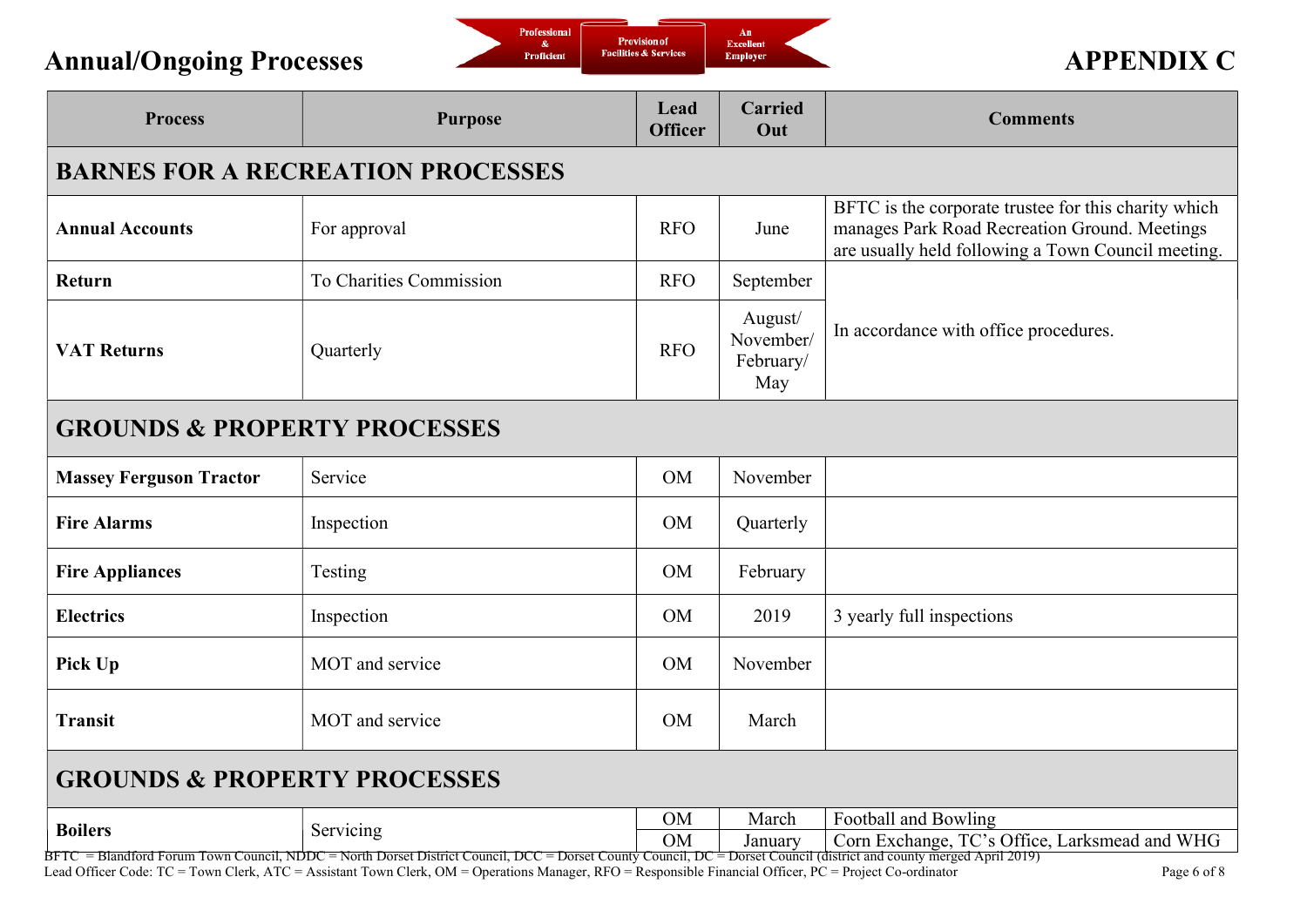## Annual/Ongoing Processes

## APPENDIX C

| Process | Purpose | Lead Officer | Carried Out | Comments |
|---|---|---|---|---|
| **BARNES FOR A RECREATION PROCESSES** | | | | |
| **Annual Accounts** | For approval | RFO | June | BFTC is the corporate trustee for this charity which manages Park Road Recreation Ground. Meetings are usually held following a Town Council meeting. |
| **Return** | To Charities Commission | RFO | September | In accordance with office procedures. |
| **VAT Returns** | Quarterly | RFO | August/ November/ February/ May | |
| **GROUNDS & PROPERTY PROCESSES** | | | | |
| **Massey Ferguson Tractor** | Service | OM | November | |
| **Fire Alarms** | Inspection | OM | Quarterly | |
| **Fire Appliances** | Testing | OM | February | |
| **Electrics** | Inspection | OM | 2019 | 3 yearly full inspections |
| **Pick Up** | MOT and service | OM | November | |
| **Transit** | MOT and service | OM | March | |
| **GROUNDS & PROPERTY PROCESSES** | | | | |
| **Boilers** | Servicing | OM | March | Football and Bowling |
| | | OM | January | Corn Exchange, TC's Office, Larksmead and WHG |

BFTC = Blandford Forum Town Council, NDDC = North Dorset District Council, DCC = Dorset County Council, DC = Dorset Council (district and county merged April 2019)

Lead Officer Code: TC = Town Clerk, ATC = Assistant Town Clerk, OM = Operations Manager, RFO = Responsible Financial Officer, PC = Project Co-ordinator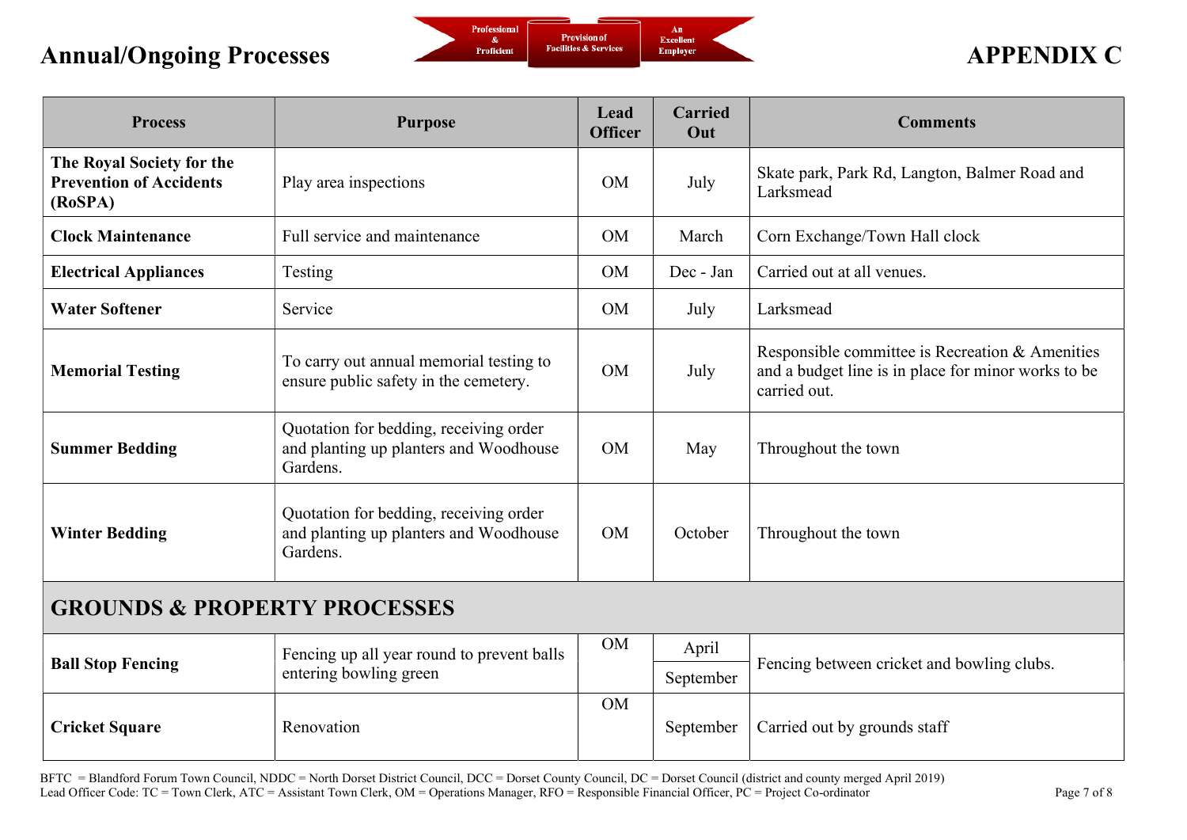# Annual/Ongoing Processes

Professional & Proficient | Provision of Facilities & Services | An Excellent Employer

# APPENDIX C

| Process | Purpose | Lead Officer | Carried Out | Comments |
|---|---|---|---|---|
| **The Royal Society for the Prevention of Accidents (RoSPA)** | Play area inspections | OM | July | Skate park, Park Rd, Langton, Balmer Road and Larksmead |
| **Clock Maintenance** | Full service and maintenance | OM | March | Corn Exchange/Town Hall clock |
| **Electrical Appliances** | Testing | OM | Dec - Jan | Carried out at all venues. |
| **Water Softener** | Service | OM | July | Larksmead |
| **Memorial Testing** | To carry out annual memorial testing to ensure public safety in the cemetery. | OM | July | Responsible committee is Recreation & Amenities and a budget line is in place for minor works to be carried out. |
| **Summer Bedding** | Quotation for bedding, receiving order and planting up planters and Woodhouse Gardens. | OM | May | Throughout the town |
| **Winter Bedding** | Quotation for bedding, receiving order and planting up planters and Woodhouse Gardens. | OM | October | Throughout the town |
| **GROUNDS & PROPERTY PROCESSES** | | | | |
| **Ball Stop Fencing** | Fencing up all year round to prevent balls entering bowling green | OM | April<br>September | Fencing between cricket and bowling clubs. |
| **Cricket Square** | Renovation | OM | September | Carried out by grounds staff |

BFTC = Blandford Forum Town Council, NDDC = North Dorset District Council, DCC = Dorset County Council, DC = Dorset Council (district and county merged April 2019)
Lead Officer Code: TC = Town Clerk, ATC = Assistant Town Clerk, OM = Operations Manager, RFO = Responsible Financial Officer, PC = Project Co-ordinator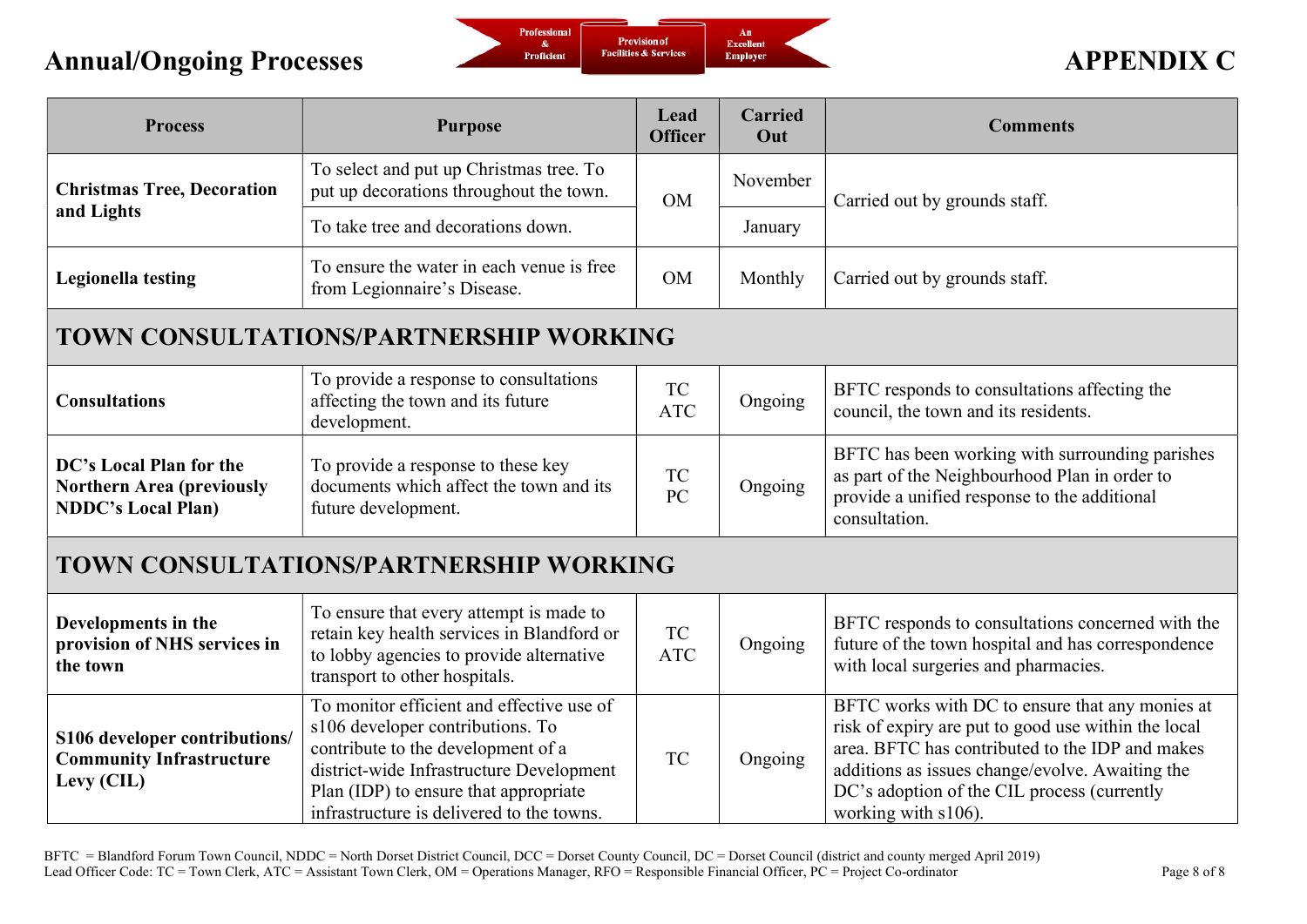# Annual/Ongoing Processes

Professional & Proficient | Provision of Facilities & Services | An Excellent Employer

# APPENDIX C

| Process | Purpose | Lead Officer | Carried Out | Comments |
|---|---|---|---|---|
| **Christmas Tree, Decoration and Lights** | To select and put up Christmas tree. To put up decorations throughout the town. | OM | November | Carried out by grounds staff. |
| | To take tree and decorations down. | | January | |
| **Legionella testing** | To ensure the water in each venue is free from Legionnaire's Disease. | OM | Monthly | Carried out by grounds staff. |
| **TOWN CONSULTATIONS/PARTNERSHIP WORKING** | | | | |
| **Consultations** | To provide a response to consultations affecting the town and its future development. | TC ATC | Ongoing | BFTC responds to consultations affecting the council, the town and its residents. |
| **DC's Local Plan for the Northern Area (previously NDDC's Local Plan)** | To provide a response to these key documents which affect the town and its future development. | TC PC | Ongoing | BFTC has been working with surrounding parishes as part of the Neighbourhood Plan in order to provide a unified response to the additional consultation. |
| **TOWN CONSULTATIONS/PARTNERSHIP WORKING** | | | | |
| **Developments in the provision of NHS services in the town** | To ensure that every attempt is made to retain key health services in Blandford or to lobby agencies to provide alternative transport to other hospitals. | TC ATC | Ongoing | BFTC responds to consultations concerned with the future of the town hospital and has correspondence with local surgeries and pharmacies. |
| **S106 developer contributions/ Community Infrastructure Levy (CIL)** | To monitor efficient and effective use of s106 developer contributions. To contribute to the development of a district-wide Infrastructure Development Plan (IDP) to ensure that appropriate infrastructure is delivered to the towns. | TC | Ongoing | BFTC works with DC to ensure that any monies at risk of expiry are put to good use within the local area. BFTC has contributed to the IDP and makes additions as issues change/evolve. Awaiting the DC's adoption of the CIL process (currently working with s106). |

BFTC = Blandford Forum Town Council, NDDC = North Dorset District Council, DCC = Dorset County Council, DC = Dorset Council (district and county merged April 2019)
Lead Officer Code: TC = Town Clerk, ATC = Assistant Town Clerk, OM = Operations Manager, RFO = Responsible Financial Officer, PC = Project Co-ordinator